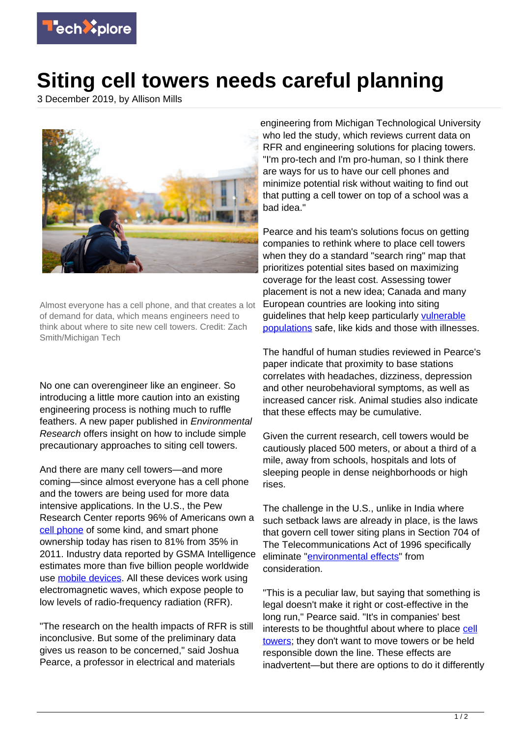# Siting cell towers needs careful planning

3 December 2019, by Allison Mills

Almost everyone has a cell phone, and that creates a lot of demand for data, which means engineers need to think about where to site new cell towers. Credit: Zach Smith/Michigan Tech

No one can overengineer like an engineer. So introducing a little more caution into an existing engineering process is nothing much to ruffle feathers. A new paper published in *Environmental Research* offers insight on how to include simple precautionary approaches to siting cell towers.

And there are many cell towers—and more coming—since almost everyone has a cell phone and the towers are being used for more data intensive applications. In the U.S., the Pew Research Center reports 96% of Americans own a cell phone of some kind, and smart phone ownership today has risen to 81% from 35% in 2011. Industry data reported by GSMA Intelligence estimates more than five billion people worldwide use mobile devices. All these devices work using electromagnetic waves, which expose people to low levels of radio-frequency radiation (RFR).

"The research on the health impacts of RFR is still inconclusive. But some of the preliminary data gives us reason to be concerned," said Joshua Pearce, a professor in electrical and materials engineering from Michigan Technological University who led the study, which reviews current data on RFR and engineering solutions for placing towers. "I'm pro-tech and I'm pro-human, so I think there are ways for us to have our cell phones and minimize potential risk without waiting to find out that putting a cell tower on top of a school was a bad idea."

Pearce and his team's solutions focus on getting companies to rethink where to place cell towers when they do a standard "search ring" map that prioritizes potential sites based on maximizing coverage for the least cost. Assessing tower placement is not a new idea; Canada and many European countries are looking into siting guidelines that help keep particularly vulnerable populations safe, like kids and those with illnesses.

The handful of human studies reviewed in Pearce's paper indicate that proximity to base stations correlates with headaches, dizziness, depression and other neurobehavioral symptoms, as well as increased cancer risk. Animal studies also indicate that these effects may be cumulative.

Given the current research, cell towers would be cautiously placed 500 meters, or about a third of a mile, away from schools, hospitals and lots of sleeping people in dense neighborhoods or high rises.

The challenge in the U.S., unlike in India where such setback laws are already in place, is the laws that govern cell tower siting plans in Section 704 of The Telecommunications Act of 1996 specifically eliminate "environmental effects" from consideration.

"This is a peculiar law, but saying that something is legal doesn't make it right or cost-effective in the long run," Pearce said. "It's in companies' best interests to be thoughtful about where to place cell towers; they don't want to move towers or be held responsible down the line. These effects are inadvertent—but there are options to do it differently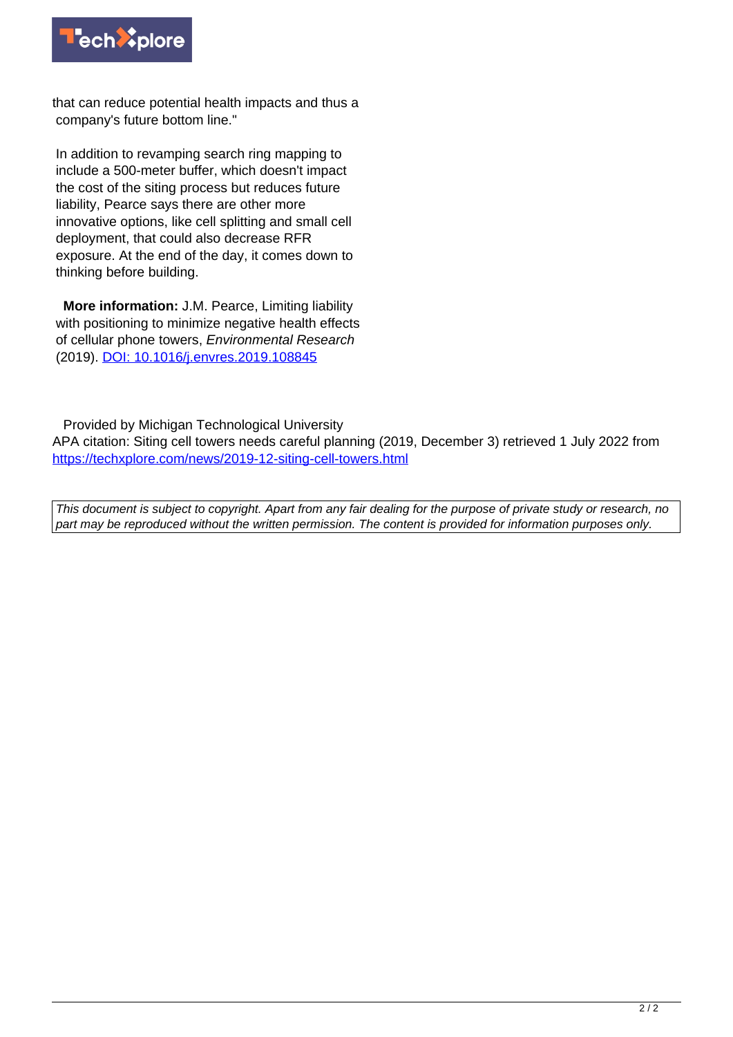that can reduce potential health impacts and thus a company's future bottom line."

In addition to revamping search ring mapping to include a 500-meter buffer, which doesn't impact the cost of the siting process but reduces future liability, Pearce says there are other more innovative options, like cell splitting and small cell deployment, that could also decrease RFR exposure. At the end of the day, it comes down to thinking before building.

**More information:** J.M. Pearce, Limiting liability with positioning to minimize negative health effects of cellular phone towers, *Environmental Research* (2019). DOI: 10.1016/j.envres.2019.108845

Provided by Michigan Technological University

APA citation: Siting cell towers needs careful planning (2019, December 3) retrieved 1 July 2022 from https://techxplore.com/news/2019-12-siting-cell-towers.html

*This document is subject to copyright. Apart from any fair dealing for the purpose of private study or research, no part may be reproduced without the written permission. The content is provided for information purposes only.*